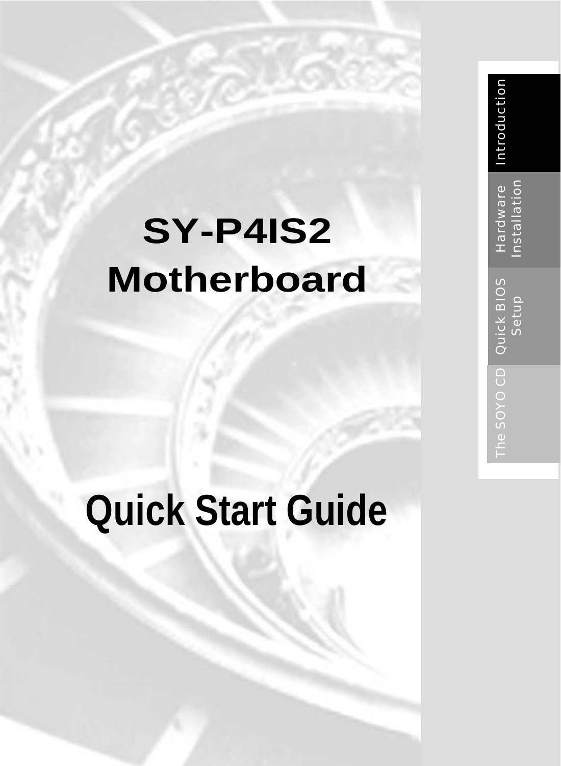# SY-P4IS2 Motherboard

# Quick Start Guide

Introduction

Hardware Installation

Quick BIOS Setup

The SOYO CD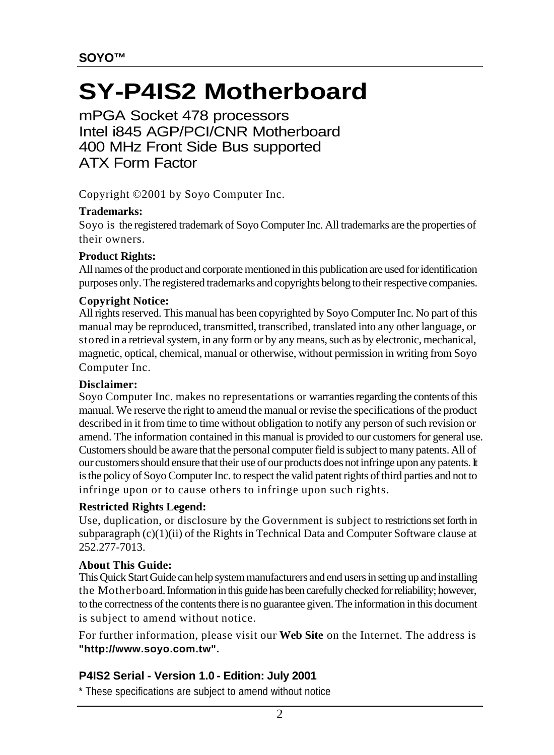SOYO™

# SY-P4IS2 Motherboard

mPGA Socket 478 processors
Intel i845 AGP/PCI/CNR Motherboard
400 MHz Front Side Bus supported
ATX Form Factor

Copyright ©2001 by Soyo Computer Inc.

**Trademarks:**
Soyo is the registered trademark of Soyo Computer Inc. All trademarks are the properties of their owners.

**Product Rights:**
All names of the product and corporate mentioned in this publication are used for identification purposes only. The registered trademarks and copyrights belong to their respective companies.

**Copyright Notice:**
All rights reserved. This manual has been copyrighted by Soyo Computer Inc. No part of this manual may be reproduced, transmitted, transcribed, translated into any other language, or stored in a retrieval system, in any form or by any means, such as by electronic, mechanical, magnetic, optical, chemical, manual or otherwise, without permission in writing from Soyo Computer Inc.

**Disclaimer:**
Soyo Computer Inc. makes no representations or warranties regarding the contents of this manual. We reserve the right to amend the manual or revise the specifications of the product described in it from time to time without obligation to notify any person of such revision or amend. The information contained in this manual is provided to our customers for general use. Customers should be aware that the personal computer field is subject to many patents. All of our customers should ensure that their use of our products does not infringe upon any patents. It is the policy of Soyo Computer Inc. to respect the valid patent rights of third parties and not to infringe upon or to cause others to infringe upon such rights.

**Restricted Rights Legend:**
Use, duplication, or disclosure by the Government is subject to restrictions set forth in subparagraph (c)(1)(ii) of the Rights in Technical Data and Computer Software clause at 252.277-7013.

**About This Guide:**
This Quick Start Guide can help system manufacturers and end users in setting up and installing the Motherboard. Information in this guide has been carefully checked for reliability; however, to the correctness of the contents there is no guarantee given. The information in this document is subject to amend without notice.

For further information, please visit our **Web Site** on the Internet. The address is **"http://www.soyo.com.tw".**

**P4IS2 Serial - Version 1.0 - Edition: July 2001**

* These specifications are subject to amend without notice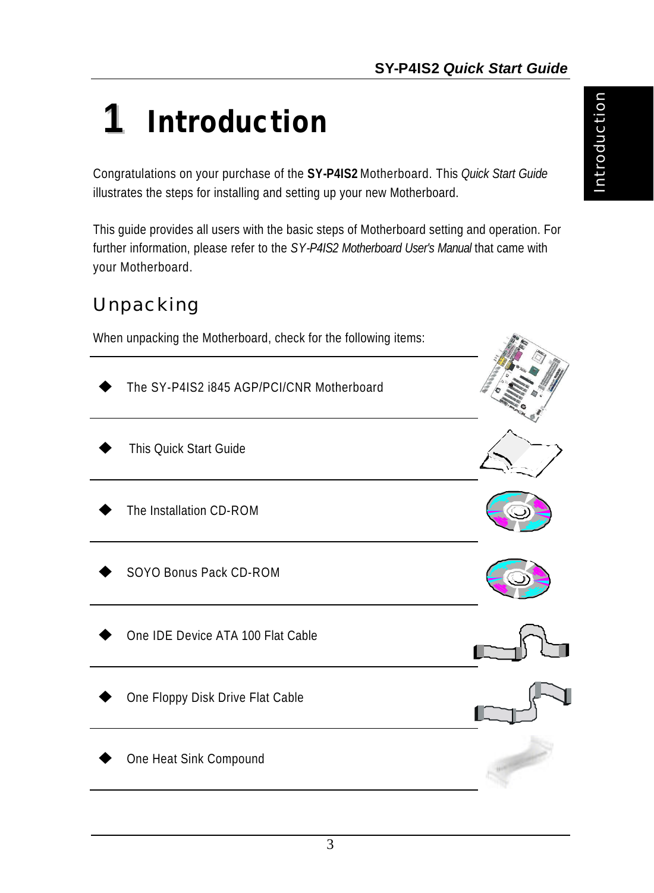# 1 Introduction

Congratulations on your purchase of the **SY-P4IS2** Motherboard. This *Quick Start Guide* illustrates the steps for installing and setting up your new Motherboard.

This guide provides all users with the basic steps of Motherboard setting and operation. For further information, please refer to the *SY-P4IS2 Motherboard User's Manual* that came with your Motherboard.

## Unpacking

When unpacking the Motherboard, check for the following items:

- The SY-P4IS2 i845 AGP/PCI/CNR Motherboard
- This Quick Start Guide
- The Installation CD-ROM
- SOYO Bonus Pack CD-ROM
- One IDE Device ATA 100 Flat Cable
- One Floppy Disk Drive Flat Cable
- One Heat Sink Compound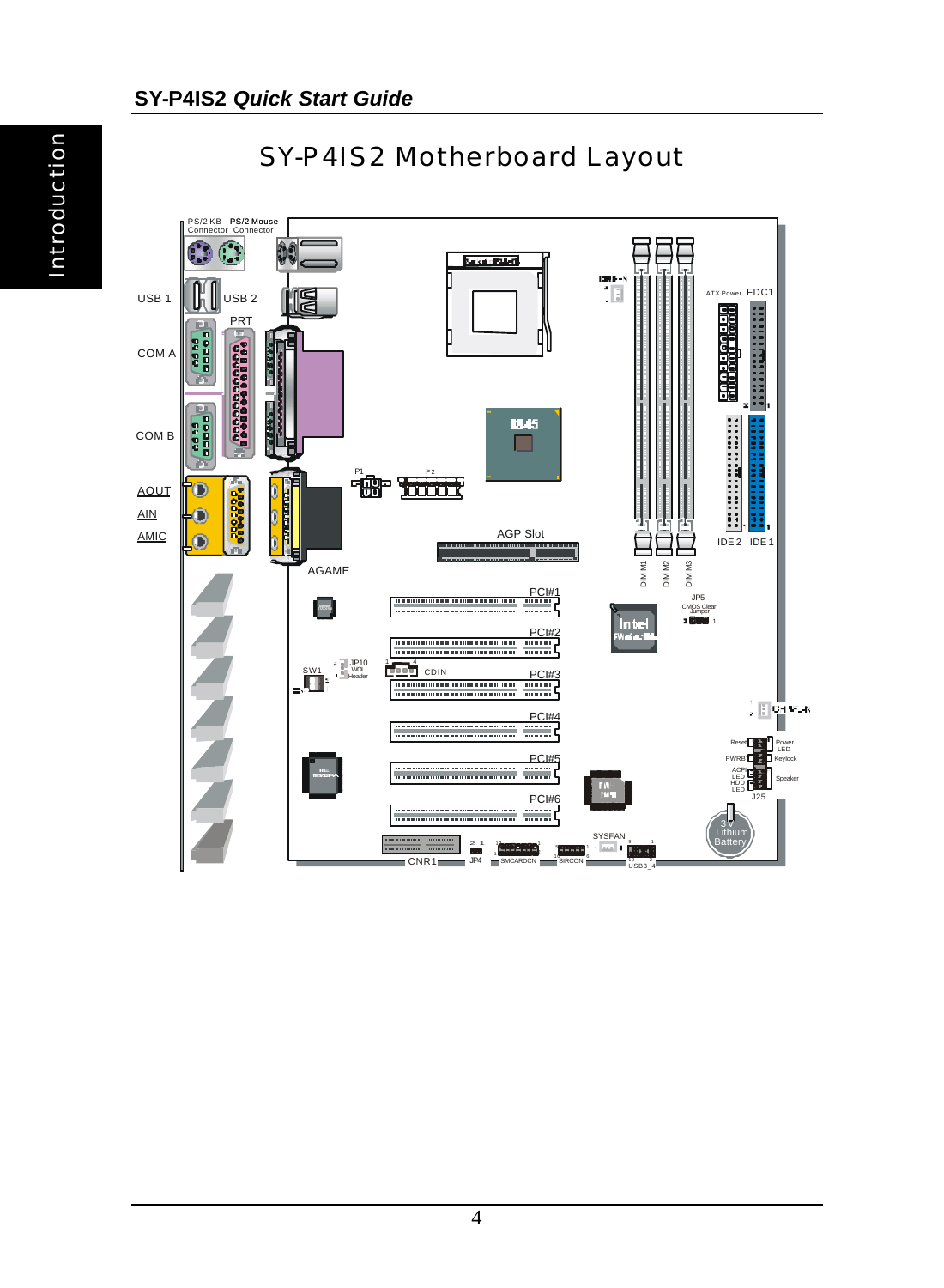# SY-P4IS2 Motherboard Layout

PS/2 KB Connector
PS/2 Mouse Connector
USB 1
USB 2
PRT
COM A
COM B
AOUT
AIN
AMIC
AGAME
P1
P2
AGP Slot
ATX Power
FDC1
IDE 2
IDE 1
DIM M1
DIM M2
DIM M3
JP5 CMOS Clear Jumper
PCI#1
PCI#2
PCI#3
PCI#4
PCI#5
PCI#6
JP10 WOL Header
SW1
CDIN
Reset
Power LED
PWRB
Keylock
ACPI LED
HDD LED
Speaker
J25
3V Lithium Battery
SYSFAN
CNR1
JP4
SMCARDCN
SIRCON
USB3_4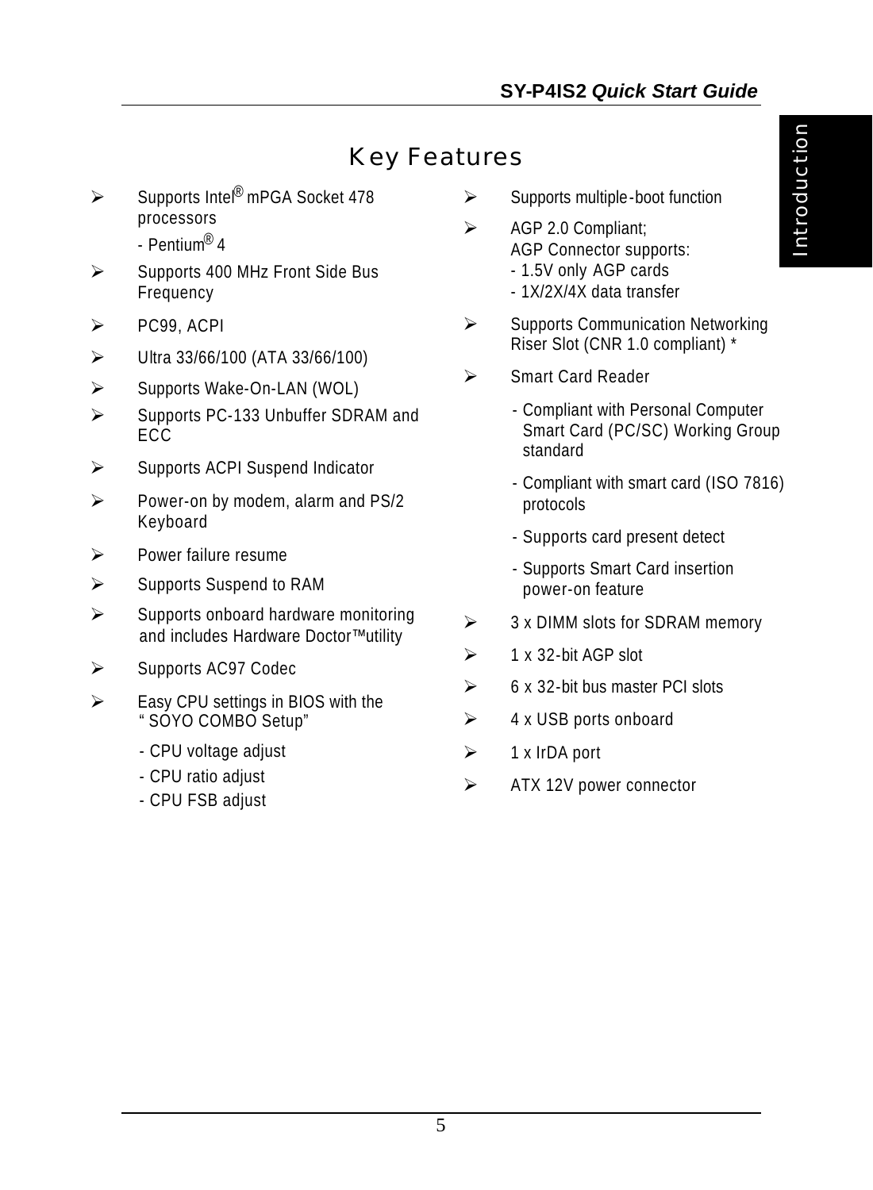# Key Features

- Supports Intel® mPGA Socket 478 processors
  - Pentium® 4
- Supports 400 MHz Front Side Bus Frequency
- PC99, ACPI
- Ultra 33/66/100 (ATA 33/66/100)
- Supports Wake-On-LAN (WOL)
- Supports PC-133 Unbuffer SDRAM and ECC
- Supports ACPI Suspend Indicator
- Power-on by modem, alarm and PS/2 Keyboard
- Power failure resume
- Supports Suspend to RAM
- Supports onboard hardware monitoring and includes Hardware Doctor™utility
- Supports AC97 Codec
- Easy CPU settings in BIOS with the "SOYO COMBO Setup"
  - CPU voltage adjust
  - CPU ratio adjust
  - CPU FSB adjust
- Supports multiple-boot function
- AGP 2.0 Compliant;
  AGP Connector supports:
  - 1.5V only AGP cards
  - 1X/2X/4X data transfer
- Supports Communication Networking Riser Slot (CNR 1.0 compliant) *
- Smart Card Reader
  - Compliant with Personal Computer Smart Card (PC/SC) Working Group standard
  - Compliant with smart card (ISO 7816) protocols
  - Supports card present detect
  - Supports Smart Card insertion power-on feature
- 3 x DIMM slots for SDRAM memory
- 1 x 32-bit AGP slot
- 6 x 32-bit bus master PCI slots
- 4 x USB ports onboard
- 1 x IrDA port
- ATX 12V power connector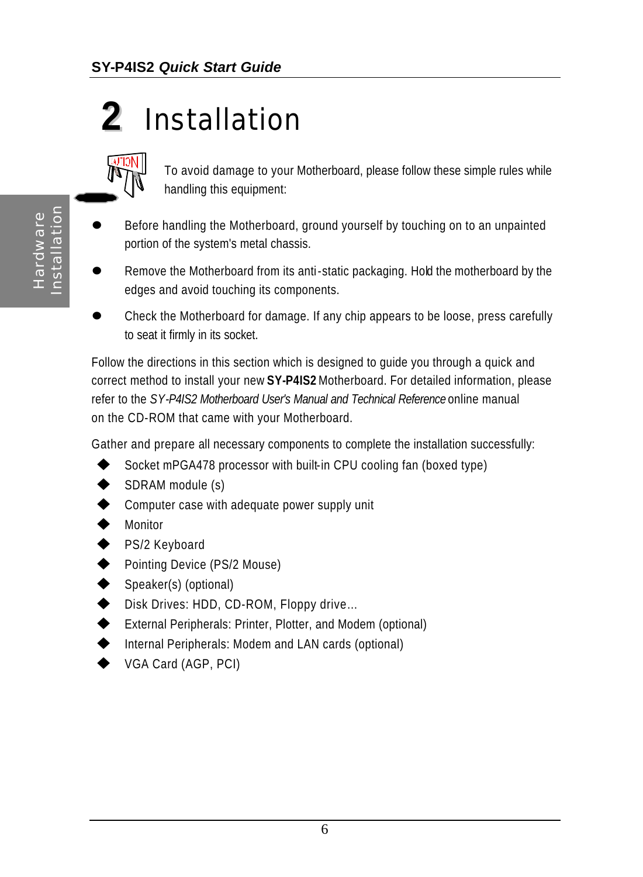# 2 Installation

To avoid damage to your Motherboard, please follow these simple rules while handling this equipment:

- Before handling the Motherboard, ground yourself by touching on to an unpainted portion of the system's metal chassis.
- Remove the Motherboard from its anti-static packaging. Hold the motherboard by the edges and avoid touching its components.
- Check the Motherboard for damage. If any chip appears to be loose, press carefully to seat it firmly in its socket.

Follow the directions in this section which is designed to guide you through a quick and correct method to install your new **SY-P4IS2** Motherboard. For detailed information, please refer to the *SY-P4IS2 Motherboard User's Manual and Technical Reference* online manual on the CD-ROM that came with your Motherboard.

Gather and prepare all necessary components to complete the installation successfully:

- Socket mPGA478 processor with built-in CPU cooling fan (boxed type)
- SDRAM module (s)
- Computer case with adequate power supply unit
- Monitor
- PS/2 Keyboard
- Pointing Device (PS/2 Mouse)
- Speaker(s) (optional)
- Disk Drives: HDD, CD-ROM, Floppy drive…
- External Peripherals: Printer, Plotter, and Modem (optional)
- Internal Peripherals: Modem and LAN cards (optional)
- VGA Card (AGP, PCI)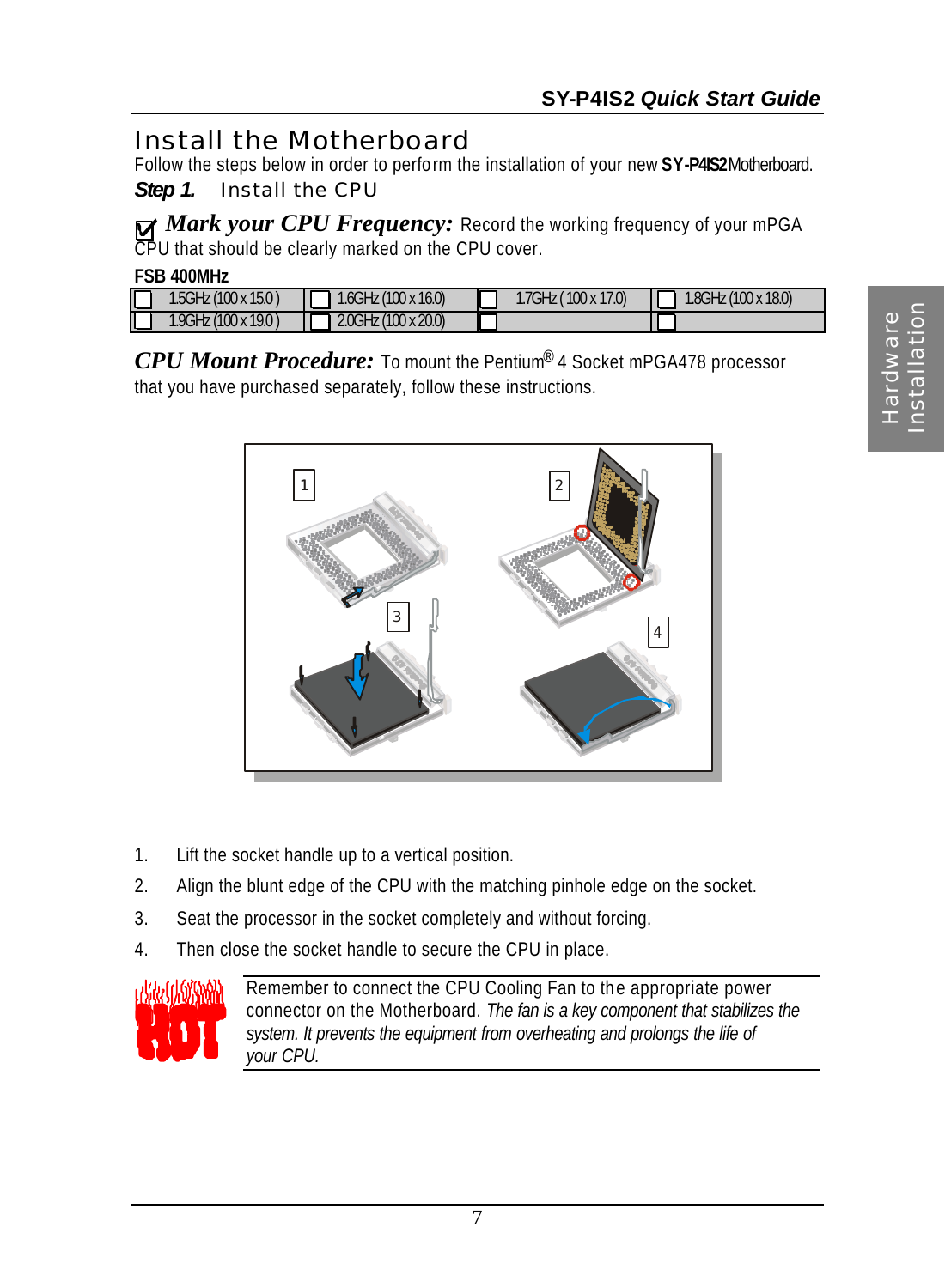# Install the Motherboard

Follow the steps below in order to perform the installation of your new **SY-P4IS2** Motherboard.

***Step 1.*** Install the CPU

☑ ***Mark your CPU Frequency:*** Record the working frequency of your mPGA CPU that should be clearly marked on the CPU cover.

**FSB 400MHz**

| | | | | | | | |
|---|---|---|---|---|---|---|---|
| ☐ | 1.5GHz (100 x 15.0 ) | ☐ | 1.6GHz (100 x 16.0) | ☐ | 1.7GHz ( 100 x 17.0) | ☐ | 1.8GHz (100 x 18.0) |
| ☐ | 1.9GHz (100 x 19.0 ) | ☐ | 2.0GHz (100 x 20.0) | ☐ | | ☐ | |

***CPU Mount Procedure:*** To mount the Pentium® 4 Socket mPGA478 processor that you have purchased separately, follow these instructions.

1. Lift the socket handle up to a vertical position.
2. Align the blunt edge of the CPU with the matching pinhole edge on the socket.
3. Seat the processor in the socket completely and without forcing.
4. Then close the socket handle to secure the CPU in place.

Remember to connect the CPU Cooling Fan to the appropriate power connector on the Motherboard. *The fan is a key component that stabilizes the system. It prevents the equipment from overheating and prolongs the life of your CPU.*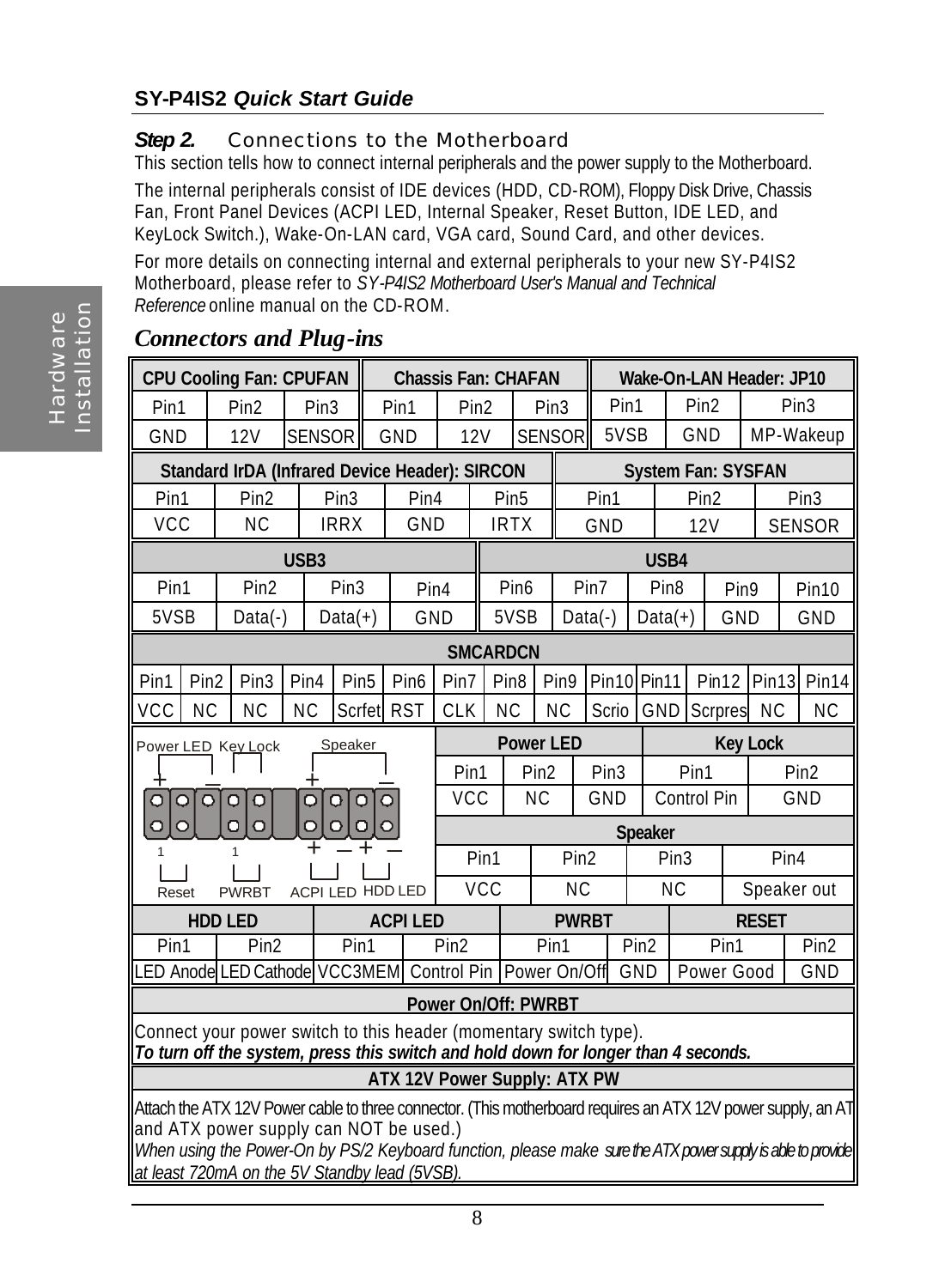## Step 2. Connections to the Motherboard

This section tells how to connect internal peripherals and the power supply to the Motherboard.

The internal peripherals consist of IDE devices (HDD, CD-ROM), Floppy Disk Drive, Chassis Fan, Front Panel Devices (ACPI LED, Internal Speaker, Reset Button, IDE LED, and KeyLock Switch.), Wake-On-LAN card, VGA card, Sound Card, and other devices.

For more details on connecting internal and external peripherals to your new SY-P4IS2 Motherboard, please refer to *SY-P4IS2 Motherboard User's Manual and Technical Reference* online manual on the CD-ROM.

## *Connectors and Plug-ins*

**CPU Cooling Fan: CPUFAN**

| Pin1 | Pin2 | Pin3 |
|---|---|---|
| GND | 12V | SENSOR |

**Chassis Fan: CHAFAN**

| Pin1 | Pin2 | Pin3 |
|---|---|---|
| GND | 12V | SENSOR |

**Wake-On-LAN Header: JP10**

| Pin1 | Pin2 | Pin3 |
|---|---|---|
| 5VSB | GND | MP-Wakeup |

**Standard IrDA (Infrared Device Header): SIRCON**

| Pin1 | Pin2 | Pin3 | Pin4 | Pin5 |
|---|---|---|---|---|
| VCC | NC | IRRX | GND | IRTX |

**System Fan: SYSFAN**

| Pin1 | Pin2 | Pin3 |
|---|---|---|
| GND | 12V | SENSOR |

**USB3**

| Pin1 | Pin2 | Pin3 | Pin4 |
|---|---|---|---|
| 5VSB | Data(-) | Data(+) | GND |

**USB4**

| Pin6 | Pin7 | Pin8 | Pin9 | Pin10 |
|---|---|---|---|---|
| 5VSB | Data(-) | Data(+) | GND | GND |

**SMCARDCN**

| Pin1 | Pin2 | Pin3 | Pin4 | Pin5 | Pin6 | Pin7 | Pin8 | Pin9 | Pin10 | Pin11 | Pin12 | Pin13 | Pin14 |
|---|---|---|---|---|---|---|---|---|---|---|---|---|---|
| VCC | NC | NC | NC | Scrfet | RST | CLK | NC | NC | Scrio | GND | Scrpres | NC | NC |

Front panel header: Power LED, Key Lock, Speaker (top row); Reset, PWRBT, ACPI LED, HDD LED (bottom row)

**Power LED**

| Pin1 | Pin2 | Pin3 |
|---|---|---|
| VCC | NC | GND |

**Key Lock**

| Pin1 | Pin2 |
|---|---|
| Control Pin | GND |

**Speaker**

| Pin1 | Pin2 | Pin3 | Pin4 |
|---|---|---|---|
| VCC | NC | NC | Speaker out |

**HDD LED**

| Pin1 | Pin2 |
|---|---|
| LED Anode | LED Cathode |

**ACPI LED**

| Pin1 | Pin2 |
|---|---|
| VCC3MEM | Control Pin |

**PWRBT**

| Pin1 | Pin2 |
|---|---|
| Power On/Off | GND |

**RESET**

| Pin1 | Pin2 |
|---|---|
| Power Good | GND |

**Power On/Off: PWRBT**

Connect your power switch to this header (momentary switch type).
***To turn off the system, press this switch and hold down for longer than 4 seconds.***

**ATX 12V Power Supply: ATX PW**

Attach the ATX 12V Power cable to three connector. (This motherboard requires an ATX 12V power supply, an AT and ATX power supply can NOT be used.)
*When using the Power-On by PS/2 Keyboard function, please make sure the ATX power supply is able to provide at least 720mA on the 5V Standby lead (5VSB).*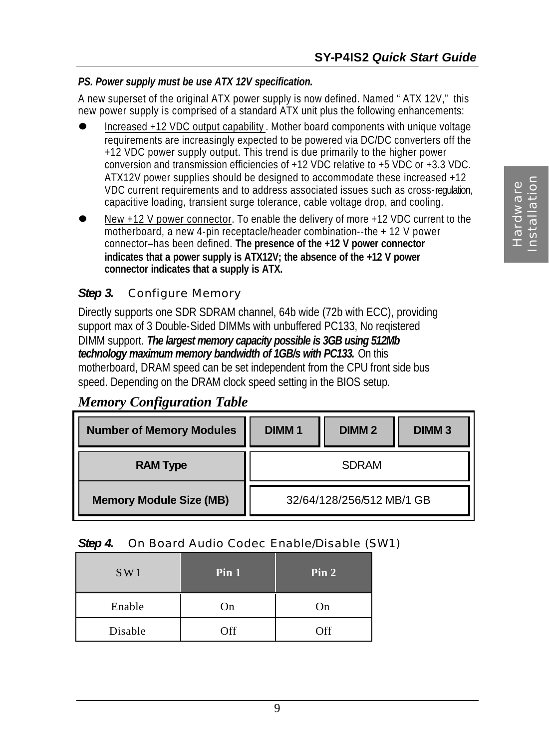***PS. Power supply must be use ATX 12V specification.***

A new superset of the original ATX power supply is now defined. Named " ATX 12V," this new power supply is comprised of a standard ATX unit plus the following enhancements:

- Increased +12 VDC output capability . Mother board components with unique voltage requirements are increasingly expected to be powered via DC/DC converters off the +12 VDC power supply output. This trend is due primarily to the higher power conversion and transmission efficiencies of +12 VDC relative to +5 VDC or +3.3 VDC. ATX12V power supplies should be designed to accommodate these increased +12 VDC current requirements and to address associated issues such as cross-regulation, capacitive loading, transient surge tolerance, cable voltage drop, and cooling.
- New +12 V power connector. To enable the delivery of more +12 VDC current to the motherboard, a new 4-pin receptacle/header combination--the + 12 V power connector–has been defined. **The presence of the +12 V power connector indicates that a power supply is ATX12V; the absence of the +12 V power connector indicates that a supply is ATX.**

## *Step 3.* Configure Memory

Directly supports one SDR SDRAM channel, 64b wide (72b with ECC), providing support max of 3 Double-Sided DIMMs with unbuffered PC133, No reqistered DIMM support. ***The largest memory capacity possible is 3GB using 512Mb technology maximum memory bandwidth of 1GB/s with PC133.*** On this motherboard, DRAM speed can be set independent from the CPU front side bus speed. Depending on the DRAM clock speed setting in the BIOS setup.

### *Memory Configuration Table*

| Number of Memory Modules | DIMM 1 | DIMM 2 | DIMM 3 |
|---|---|---|---|
| RAM Type | SDRAM | | |
| Memory Module Size (MB) | 32/64/128/256/512 MB/1 GB | | |

## *Step 4.* On Board Audio Codec Enable/Disable (SW1)

| SW1 | Pin 1 | Pin 2 |
|---|---|---|
| Enable | On | On |
| Disable | Off | Off |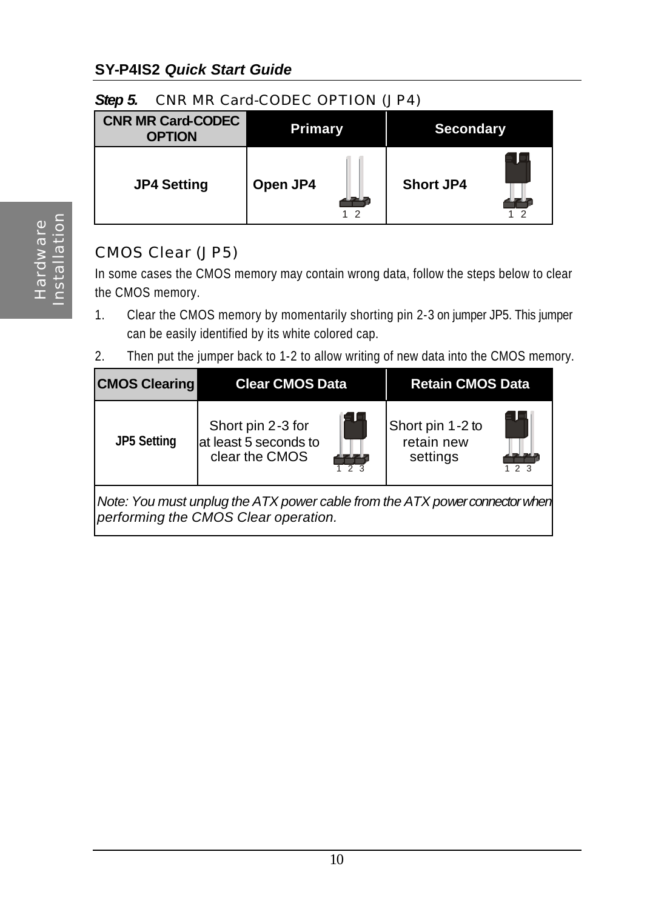**Step 5.** CNR MR Card-CODEC OPTION (JP4)

| CNR MR Card-CODEC OPTION | Primary | Secondary |
|---|---|---|
| **JP4 Setting** | **Open JP4** (1 2) | **Short JP4** (1 2) |

## CMOS Clear (JP5)

In some cases the CMOS memory may contain wrong data, follow the steps below to clear the CMOS memory.

1. Clear the CMOS memory by momentarily shorting pin 2-3 on jumper JP5. This jumper can be easily identified by its white colored cap.
2. Then put the jumper back to 1-2 to allow writing of new data into the CMOS memory.

| CMOS Clearing | Clear CMOS Data | Retain CMOS Data |
|---|---|---|
| **JP5 Setting** | Short pin 2-3 for at least 5 seconds to clear the CMOS (1 2 3) | Short pin 1-2 to retain new settings (1 2 3) |
| *Note: You must unplug the ATX power cable from the ATX power connector when performing the CMOS Clear operation.* | | |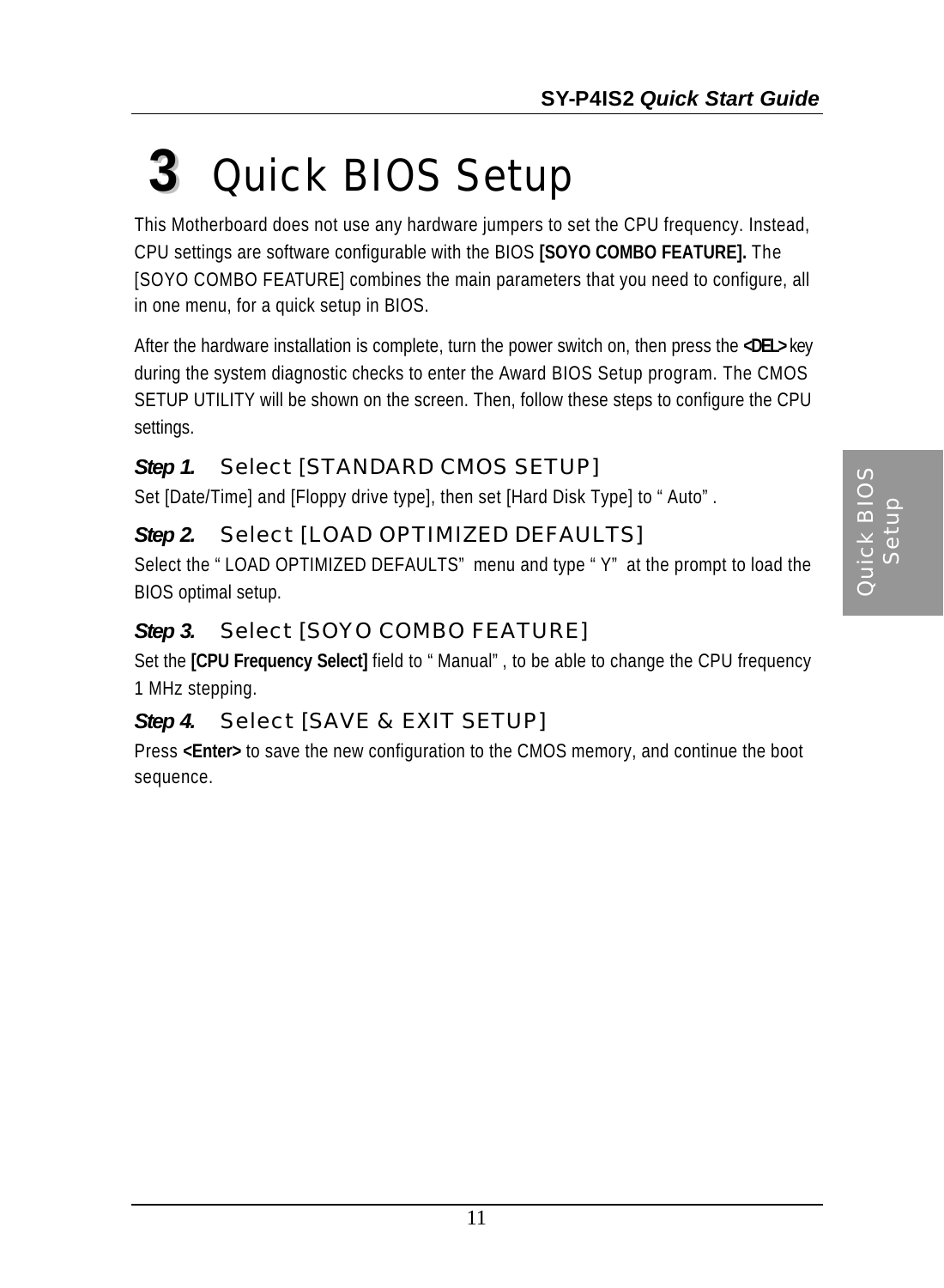# 3 Quick BIOS Setup

This Motherboard does not use any hardware jumpers to set the CPU frequency. Instead, CPU settings are software configurable with the BIOS **[SOYO COMBO FEATURE].** The [SOYO COMBO FEATURE] combines the main parameters that you need to configure, all in one menu, for a quick setup in BIOS.

After the hardware installation is complete, turn the power switch on, then press the **<DEL>** key during the system diagnostic checks to enter the Award BIOS Setup program. The CMOS SETUP UTILITY will be shown on the screen. Then, follow these steps to configure the CPU settings.

### *Step 1.* Select [STANDARD CMOS SETUP]

Set [Date/Time] and [Floppy drive type], then set [Hard Disk Type] to "Auto".

### *Step 2.* Select [LOAD OPTIMIZED DEFAULTS]

Select the "LOAD OPTIMIZED DEFAULTS" menu and type "Y" at the prompt to load the BIOS optimal setup.

### *Step 3.* Select [SOYO COMBO FEATURE]

Set the **[CPU Frequency Select]** field to "Manual", to be able to change the CPU frequency 1 MHz stepping.

### *Step 4.* Select [SAVE & EXIT SETUP]

Press **<Enter>** to save the new configuration to the CMOS memory, and continue the boot sequence.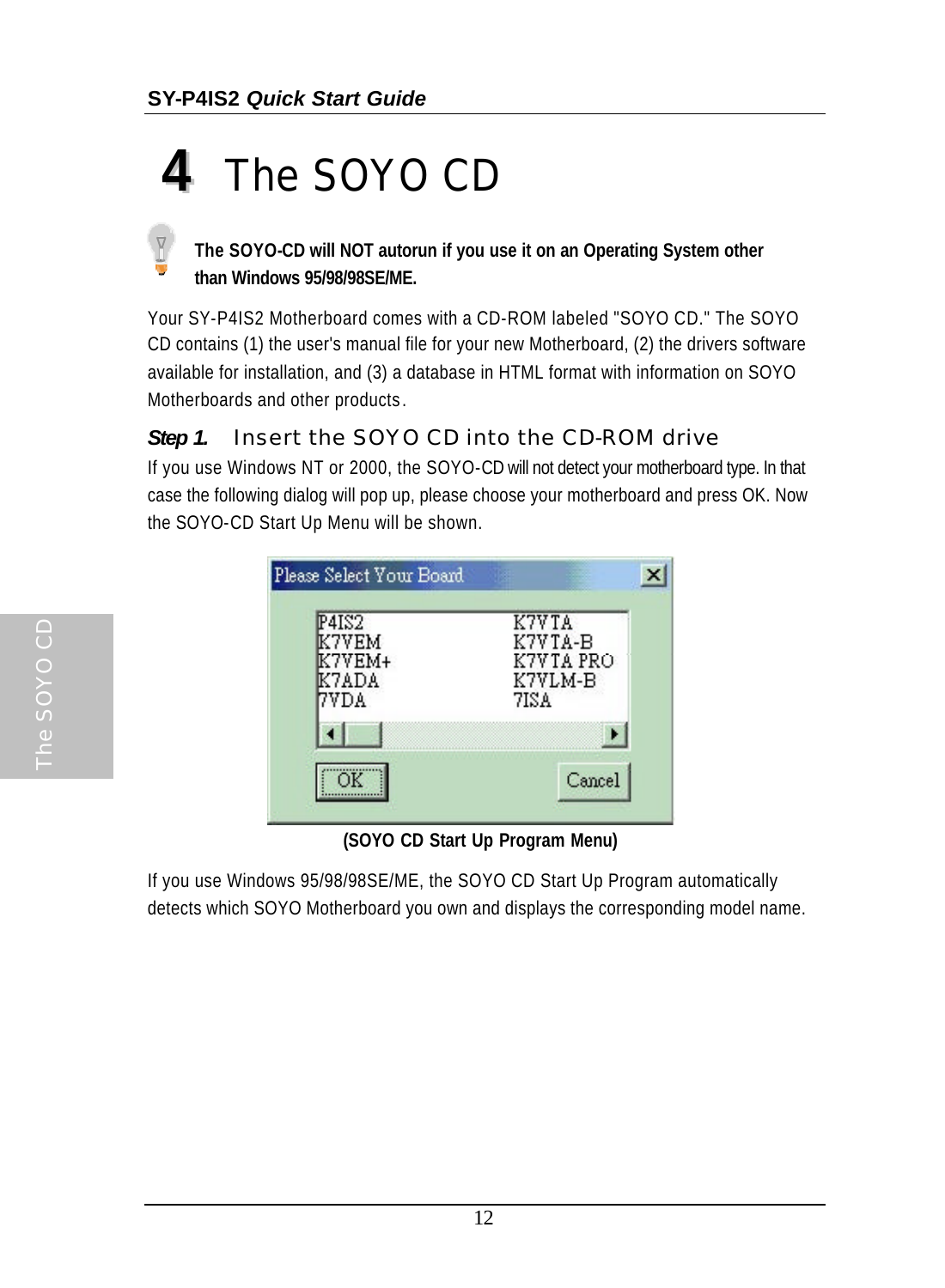# 4 The SOYO CD

**The SOYO-CD will NOT autorun if you use it on an Operating System other than Windows 95/98/98SE/ME.**

Your SY-P4IS2 Motherboard comes with a CD-ROM labeled "SOYO CD." The SOYO CD contains (1) the user's manual file for your new Motherboard, (2) the drivers software available for installation, and (3) a database in HTML format with information on SOYO Motherboards and other products.

### *Step 1.* Insert the SOYO CD into the CD-ROM drive

If you use Windows NT or 2000, the SOYO-CD will not detect your motherboard type. In that case the following dialog will pop up, please choose your motherboard and press OK. Now the SOYO-CD Start Up Menu will be shown.

**(SOYO CD Start Up Program Menu)**

If you use Windows 95/98/98SE/ME, the SOYO CD Start Up Program automatically detects which SOYO Motherboard you own and displays the corresponding model name.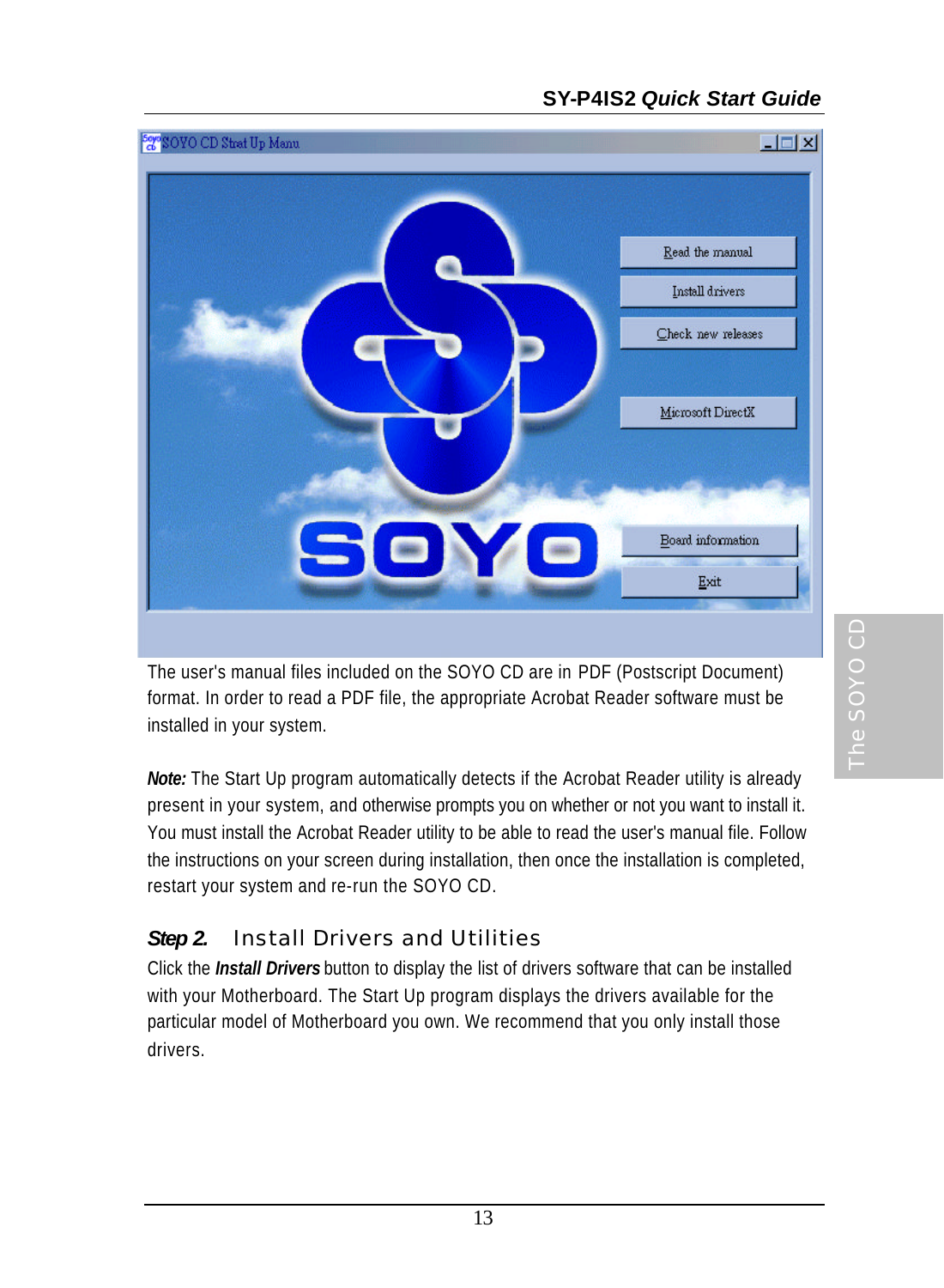The user's manual files included on the SOYO CD are in PDF (Postscript Document) format. In order to read a PDF file, the appropriate Acrobat Reader software must be installed in your system.

***Note:*** The Start Up program automatically detects if the Acrobat Reader utility is already present in your system, and otherwise prompts you on whether or not you want to install it. You must install the Acrobat Reader utility to be able to read the user's manual file. Follow the instructions on your screen during installation, then once the installation is completed, restart your system and re-run the SOYO CD.

### *Step 2.* Install Drivers and Utilities

Click the ***Install Drivers*** button to display the list of drivers software that can be installed with your Motherboard. The Start Up program displays the drivers available for the particular model of Motherboard you own. We recommend that you only install those drivers.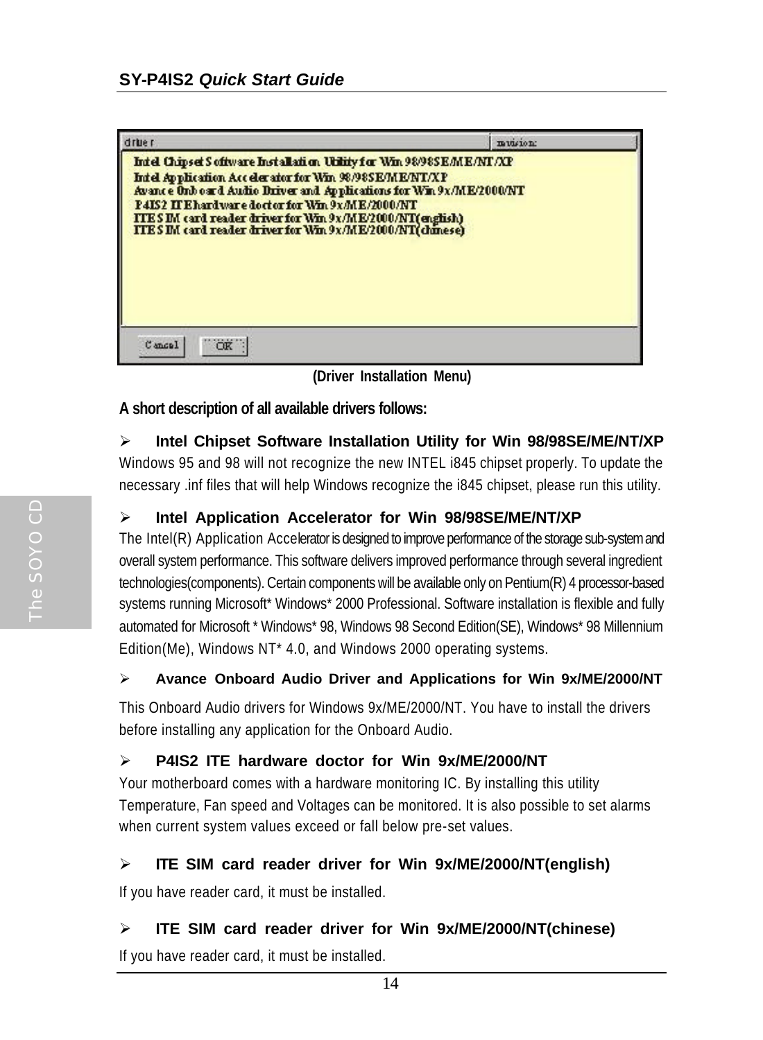(Driver Installation Menu)

**A short description of all available drivers follows:**

- **Intel Chipset Software Installation Utility for Win 98/98SE/ME/NT/XP**

Windows 95 and 98 will not recognize the new INTEL i845 chipset properly. To update the necessary .inf files that will help Windows recognize the i845 chipset, please run this utility.

- **Intel Application Accelerator for Win 98/98SE/ME/NT/XP**

The Intel(R) Application Accelerator is designed to improve performance of the storage sub-system and overall system performance. This software delivers improved performance through several ingredient technologies(components). Certain components will be available only on Pentium(R) 4 processor-based systems running Microsoft* Windows* 2000 Professional. Software installation is flexible and fully automated for Microsoft * Windows* 98, Windows 98 Second Edition(SE), Windows* 98 Millennium Edition(Me), Windows NT* 4.0, and Windows 2000 operating systems.

- **Avance Onboard Audio Driver and Applications for Win 9x/ME/2000/NT**

This Onboard Audio drivers for Windows 9x/ME/2000/NT. You have to install the drivers before installing any application for the Onboard Audio.

- **P4IS2 ITE hardware doctor for Win 9x/ME/2000/NT**

Your motherboard comes with a hardware monitoring IC. By installing this utility Temperature, Fan speed and Voltages can be monitored. It is also possible to set alarms when current system values exceed or fall below pre-set values.

- **ITE SIM card reader driver for Win 9x/ME/2000/NT(english)**

If you have reader card, it must be installed.

- **ITE SIM card reader driver for Win 9x/ME/2000/NT(chinese)**

If you have reader card, it must be installed.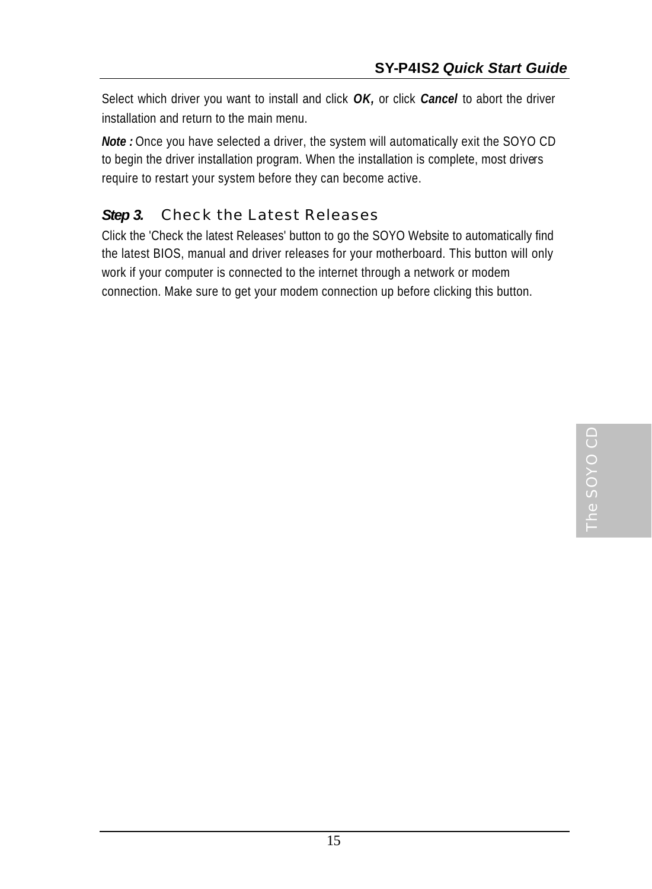Select which driver you want to install and click ***OK,*** or click ***Cancel*** to abort the driver installation and return to the main menu.

***Note :*** Once you have selected a driver, the system will automatically exit the SOYO CD to begin the driver installation program. When the installation is complete, most drivers require to restart your system before they can become active.

### *Step 3.* Check the Latest Releases

Click the 'Check the latest Releases' button to go the SOYO Website to automatically find the latest BIOS, manual and driver releases for your motherboard. This button will only work if your computer is connected to the internet through a network or modem connection. Make sure to get your modem connection up before clicking this button.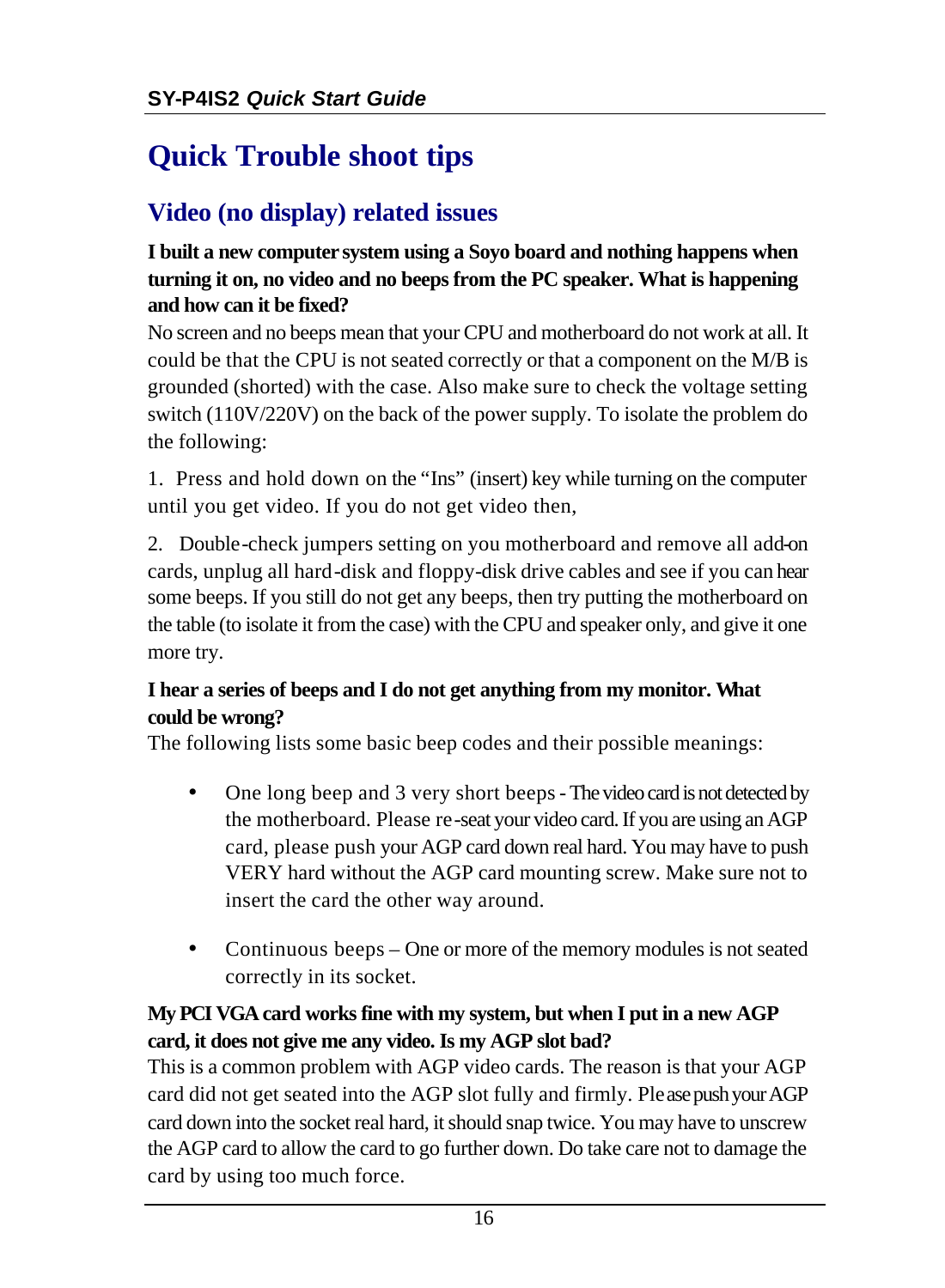# Quick Trouble shoot tips

## Video (no display) related issues

**I built a new computer system using a Soyo board and nothing happens when turning it on, no video and no beeps from the PC speaker. What is happening and how can it be fixed?**

No screen and no beeps mean that your CPU and motherboard do not work at all. It could be that the CPU is not seated correctly or that a component on the M/B is grounded (shorted) with the case. Also make sure to check the voltage setting switch (110V/220V) on the back of the power supply. To isolate the problem do the following:

1. Press and hold down on the "Ins" (insert) key while turning on the computer until you get video. If you do not get video then,

2. Double-check jumpers setting on you motherboard and remove all add-on cards, unplug all hard-disk and floppy-disk drive cables and see if you can hear some beeps. If you still do not get any beeps, then try putting the motherboard on the table (to isolate it from the case) with the CPU and speaker only, and give it one more try.

**I hear a series of beeps and I do not get anything from my monitor. What could be wrong?**

The following lists some basic beep codes and their possible meanings:

- One long beep and 3 very short beeps - The video card is not detected by the motherboard. Please re-seat your video card. If you are using an AGP card, please push your AGP card down real hard. You may have to push VERY hard without the AGP card mounting screw. Make sure not to insert the card the other way around.

- Continuous beeps – One or more of the memory modules is not seated correctly in its socket.

**My PCI VGA card works fine with my system, but when I put in a new AGP card, it does not give me any video. Is my AGP slot bad?**

This is a common problem with AGP video cards. The reason is that your AGP card did not get seated into the AGP slot fully and firmly. Please push your AGP card down into the socket real hard, it should snap twice. You may have to unscrew the AGP card to allow the card to go further down. Do take care not to damage the card by using too much force.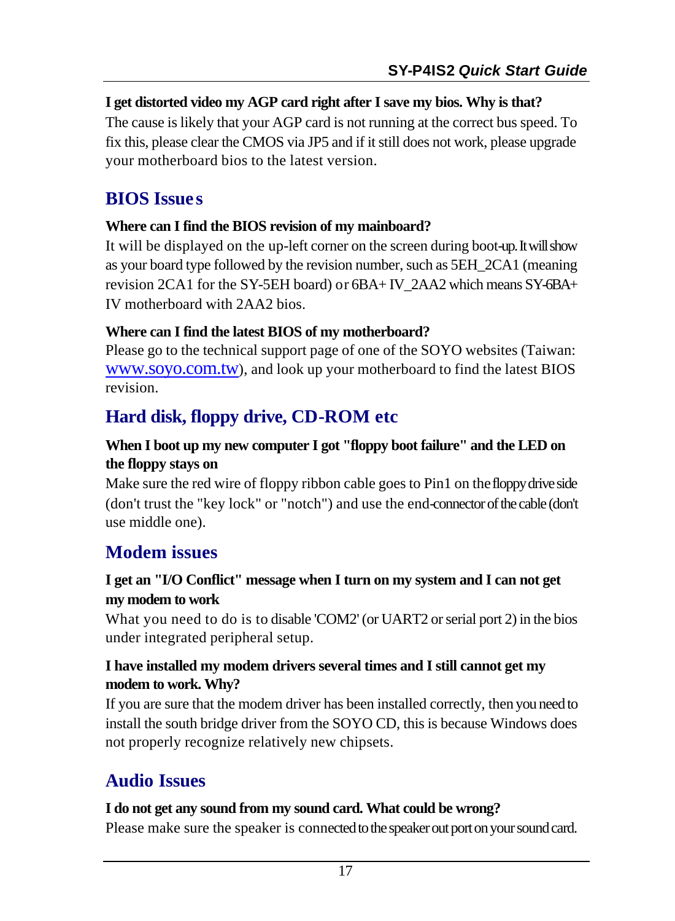**I get distorted video my AGP card right after I save my bios. Why is that?**
The cause is likely that your AGP card is not running at the correct bus speed. To fix this, please clear the CMOS via JP5 and if it still does not work, please upgrade your motherboard bios to the latest version.

## BIOS Issues

**Where can I find the BIOS revision of my mainboard?**
It will be displayed on the up-left corner on the screen during boot-up. It will show as your board type followed by the revision number, such as 5EH_2CA1 (meaning revision 2CA1 for the SY-5EH board) or 6BA+ IV_2AA2 which means SY-6BA+ IV motherboard with 2AA2 bios.

**Where can I find the latest BIOS of my motherboard?**
Please go to the technical support page of one of the SOYO websites (Taiwan: www.soyo.com.tw), and look up your motherboard to find the latest BIOS revision.

## Hard disk, floppy drive, CD-ROM etc

**When I boot up my new computer I got "floppy boot failure" and the LED on the floppy stays on**
Make sure the red wire of floppy ribbon cable goes to Pin1 on the floppy drive side (don't trust the "key lock" or "notch") and use the end-connector of the cable (don't use middle one).

## Modem issues

**I get an "I/O Conflict" message when I turn on my system and I can not get my modem to work**
What you need to do is to disable 'COM2' (or UART2 or serial port 2) in the bios under integrated peripheral setup.

**I have installed my modem drivers several times and I still cannot get my modem to work. Why?**
If you are sure that the modem driver has been installed correctly, then you need to install the south bridge driver from the SOYO CD, this is because Windows does not properly recognize relatively new chipsets.

## Audio Issues

**I do not get any sound from my sound card. What could be wrong?**
Please make sure the speaker is connected to the speaker out port on your sound card.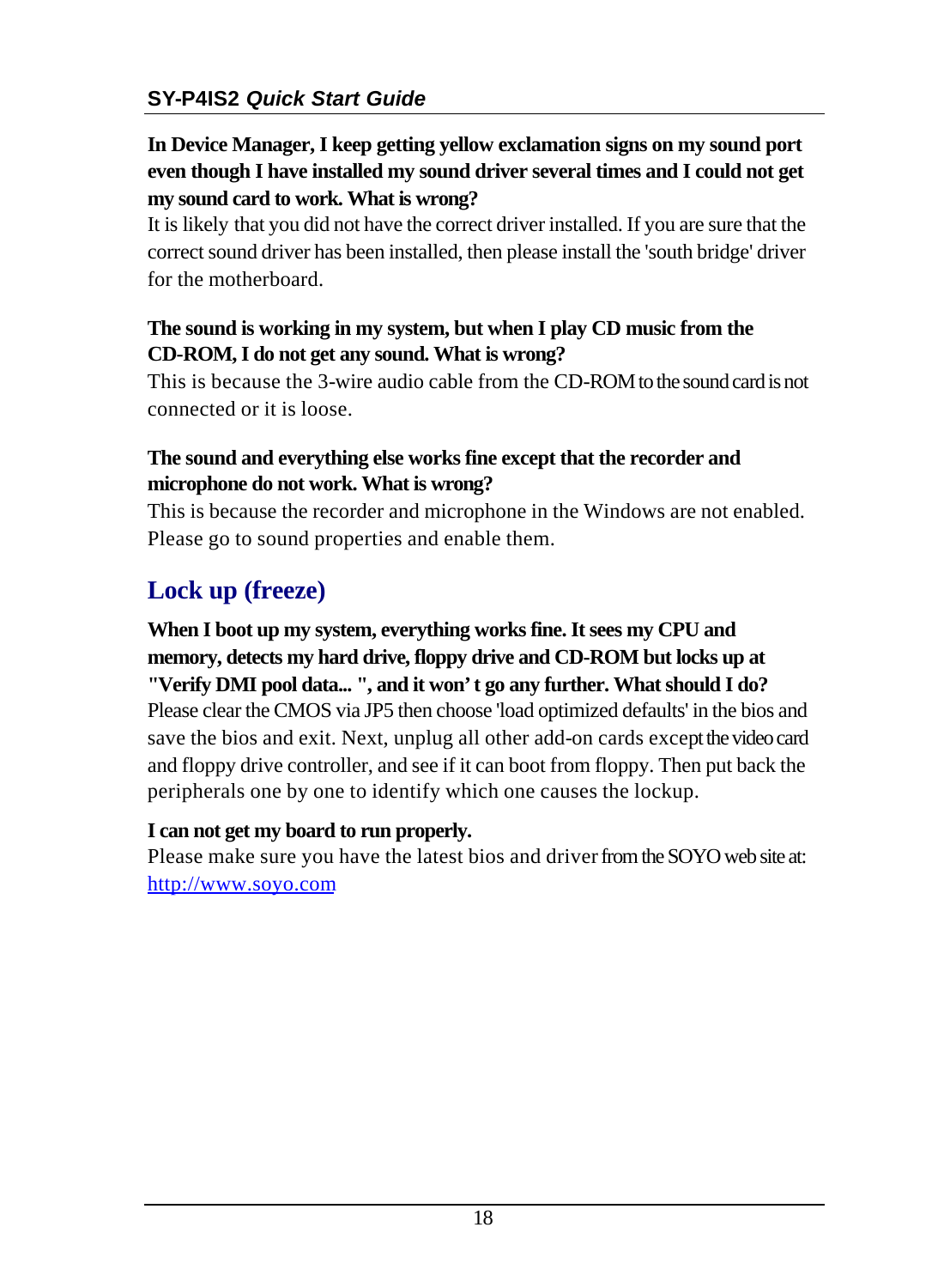**In Device Manager, I keep getting yellow exclamation signs on my sound port even though I have installed my sound driver several times and I could not get my sound card to work. What is wrong?**

It is likely that you did not have the correct driver installed. If you are sure that the correct sound driver has been installed, then please install the 'south bridge' driver for the motherboard.

**The sound is working in my system, but when I play CD music from the CD-ROM, I do not get any sound. What is wrong?**

This is because the 3-wire audio cable from the CD-ROM to the sound card is not connected or it is loose.

**The sound and everything else works fine except that the recorder and microphone do not work. What is wrong?**

This is because the recorder and microphone in the Windows are not enabled. Please go to sound properties and enable them.

## Lock up (freeze)

**When I boot up my system, everything works fine. It sees my CPU and memory, detects my hard drive, floppy drive and CD-ROM but locks up at "Verify DMI pool data... ", and it won' t go any further. What should I do?**

Please clear the CMOS via JP5 then choose 'load optimized defaults' in the bios and save the bios and exit. Next, unplug all other add-on cards except the video card and floppy drive controller, and see if it can boot from floppy. Then put back the peripherals one by one to identify which one causes the lockup.

**I can not get my board to run properly.**

Please make sure you have the latest bios and driver from the SOYO web site at: [http://www.soyo.com](http://www.soyo.com)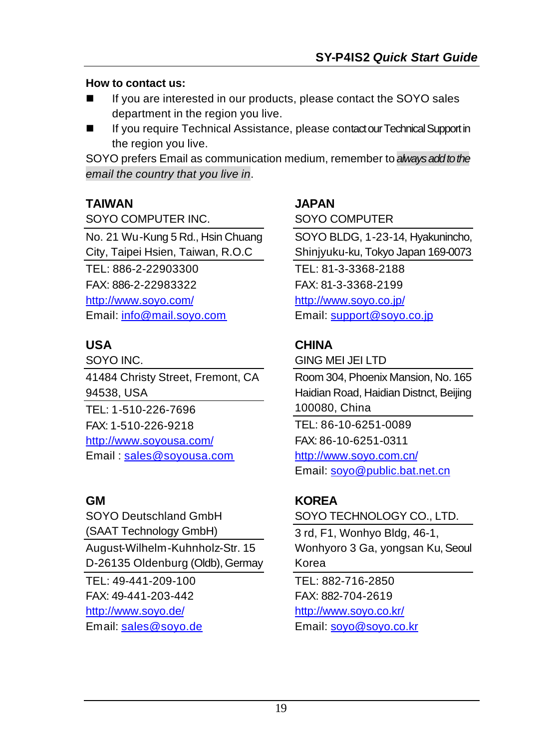**How to contact us:**

- If you are interested in our products, please contact the SOYO sales department in the region you live.
- If you require Technical Assistance, please contact our Technical Support in the region you live.

SOYO prefers Email as communication medium, remember to *always add to the email the country that you live in*.

**TAIWAN**

SOYO COMPUTER INC.

No. 21 Wu-Kung 5 Rd., Hsin Chuang City, Taipei Hsien, Taiwan, R.O.C

TEL: 886-2-22903300
FAX: 886-2-22983322
http://www.soyo.com/
Email: info@mail.soyo.com

**JAPAN**

SOYO COMPUTER

SOYO BLDG, 1-23-14, Hyakunincho, Shinjyuku-ku, Tokyo Japan 169-0073

TEL: 81-3-3368-2188
FAX: 81-3-3368-2199
http://www.soyo.co.jp/
Email: support@soyo.co.jp

**USA**

SOYO INC.

41484 Christy Street, Fremont, CA 94538, USA

TEL: 1-510-226-7696
FAX: 1-510-226-9218
http://www.soyousa.com/
Email : sales@soyousa.com

**CHINA**

GING MEI JEI LTD

Room 304, Phoenix Mansion, No. 165 Haidian Road, Haidian Distnct, Beijing 100080, China

TEL: 86-10-6251-0089
FAX: 86-10-6251-0311
http://www.soyo.com.cn/
Email: soyo@public.bat.net.cn

**GM**

SOYO Deutschland GmbH
(SAAT Technology GmbH)

August-Wilhelm-Kuhnholz-Str. 15
D-26135 Oldenburg (Oldb), Germay

TEL: 49-441-209-100
FAX: 49-441-203-442
http://www.soyo.de/
Email: sales@soyo.de

**KOREA**

SOYO TECHNOLOGY CO., LTD.

3 rd, F1, Wonhyo Bldg, 46-1, Wonhyoro 3 Ga, yongsan Ku, Seoul Korea

TEL: 882-716-2850
FAX: 882-704-2619
http://www.soyo.co.kr/
Email: soyo@soyo.co.kr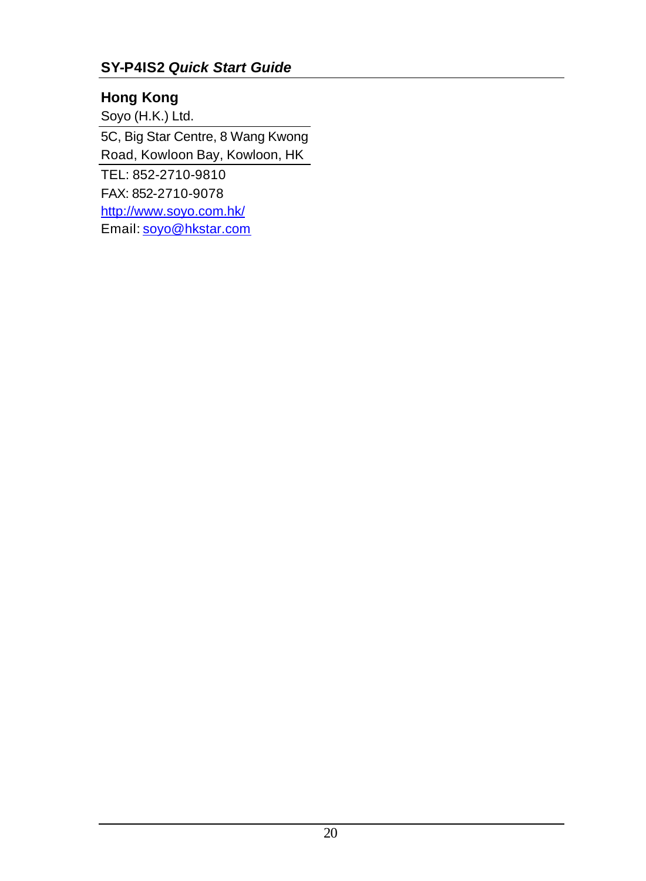## Hong Kong

Soyo (H.K.) Ltd.

5C, Big Star Centre, 8 Wang Kwong Road, Kowloon Bay, Kowloon, HK

TEL: 852-2710-9810

FAX: 852-2710-9078

http://www.soyo.com.hk/

Email: soyo@hkstar.com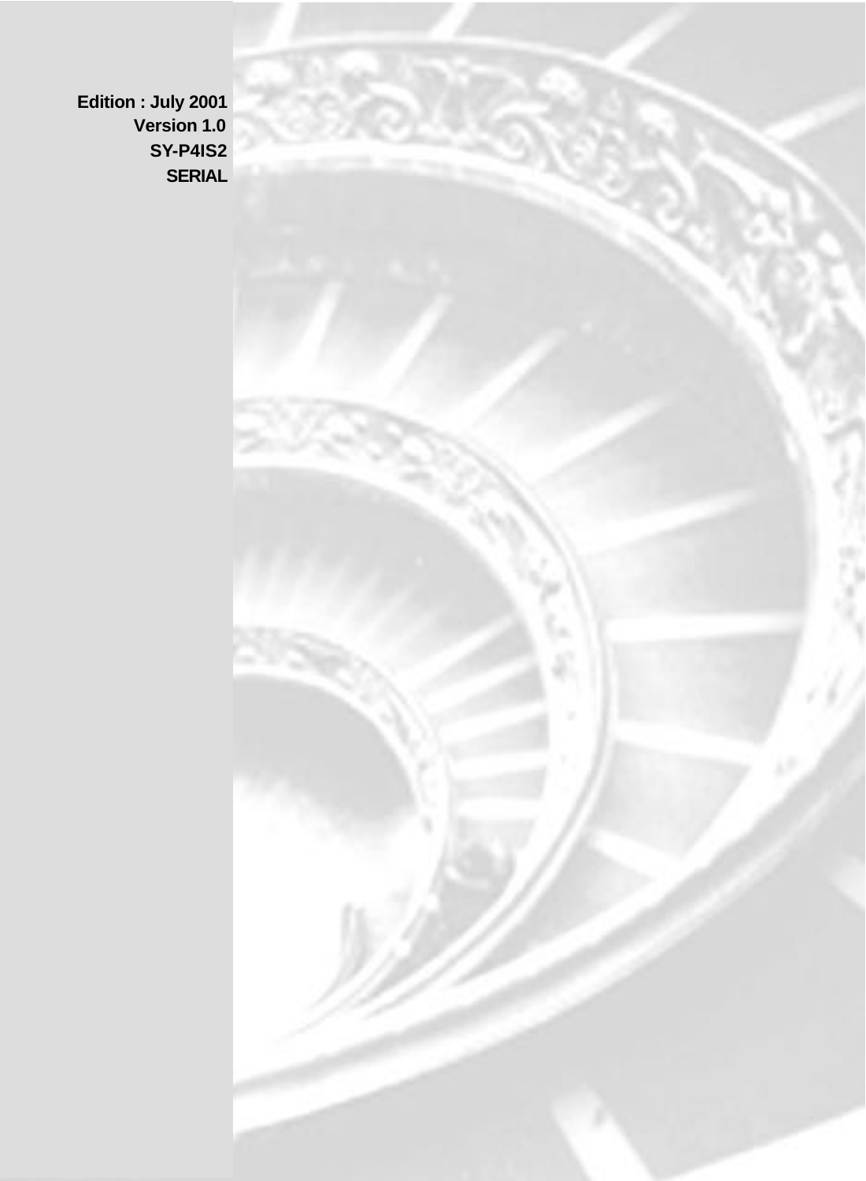**Edition : July 2001**
**Version 1.0**
**SY-P4IS2**
**SERIAL**